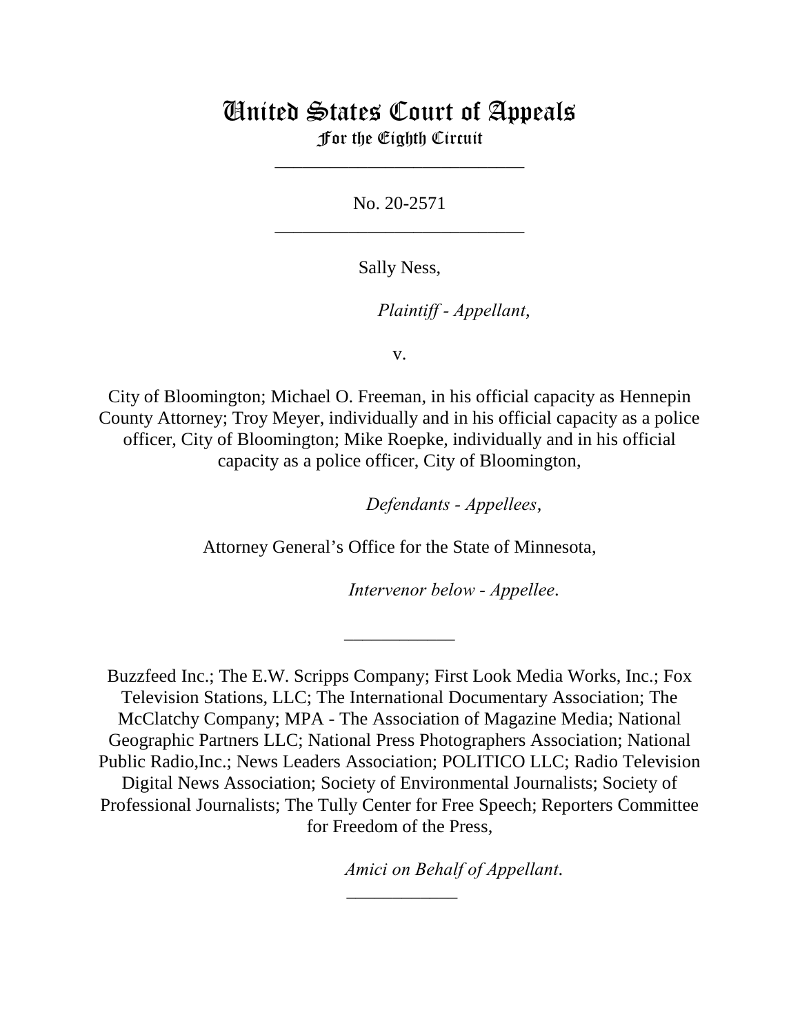# United States Court of Appeals
## For the Eighth Circuit

___________________________

No. 20-2571

___________________________

Sally Ness,

*Plaintiff - Appellant*,

v.

City of Bloomington; Michael O. Freeman, in his official capacity as Hennepin County Attorney; Troy Meyer, individually and in his official capacity as a police officer, City of Bloomington; Mike Roepke, individually and in his official capacity as a police officer, City of Bloomington,

*Defendants - Appellees*,

Attorney General's Office for the State of Minnesota,

*Intervenor below - Appellee*.

____________

Buzzfeed Inc.; The E.W. Scripps Company; First Look Media Works, Inc.; Fox Television Stations, LLC; The International Documentary Association; The McClatchy Company; MPA - The Association of Magazine Media; National Geographic Partners LLC; National Press Photographers Association; National Public Radio,Inc.; News Leaders Association; POLITICO LLC; Radio Television Digital News Association; Society of Environmental Journalists; Society of Professional Journalists; The Tully Center for Free Speech; Reporters Committee for Freedom of the Press,

*Amici on Behalf of Appellant*.

____________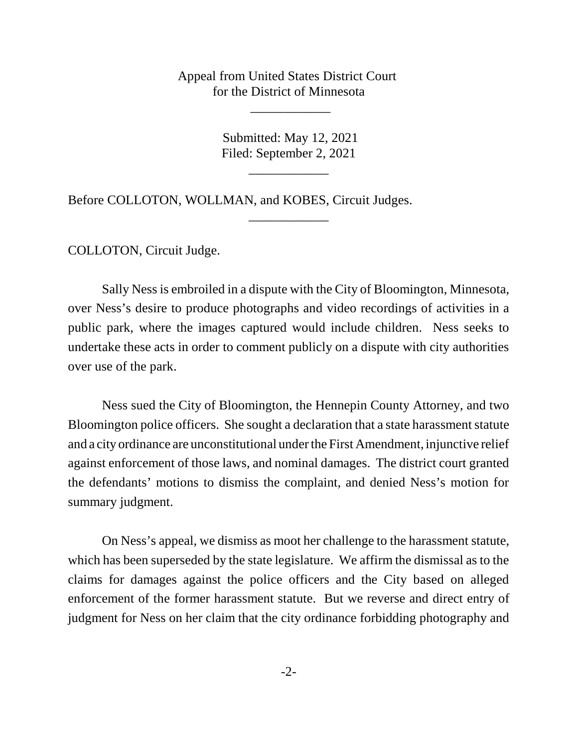Appeal from United States District Court
for the District of Minnesota

\_\_\_\_\_\_\_\_\_\_\_\_

Submitted: May 12, 2021
Filed: September 2, 2021

\_\_\_\_\_\_\_\_\_\_\_\_

Before COLLOTON, WOLLMAN, and KOBES, Circuit Judges.

\_\_\_\_\_\_\_\_\_\_\_\_

COLLOTON, Circuit Judge.

Sally Ness is embroiled in a dispute with the City of Bloomington, Minnesota, over Ness's desire to produce photographs and video recordings of activities in a public park, where the images captured would include children. Ness seeks to undertake these acts in order to comment publicly on a dispute with city authorities over use of the park.

Ness sued the City of Bloomington, the Hennepin County Attorney, and two Bloomington police officers. She sought a declaration that a state harassment statute and a city ordinance are unconstitutional under the First Amendment, injunctive relief against enforcement of those laws, and nominal damages. The district court granted the defendants' motions to dismiss the complaint, and denied Ness's motion for summary judgment.

On Ness's appeal, we dismiss as moot her challenge to the harassment statute, which has been superseded by the state legislature. We affirm the dismissal as to the claims for damages against the police officers and the City based on alleged enforcement of the former harassment statute. But we reverse and direct entry of judgment for Ness on her claim that the city ordinance forbidding photography and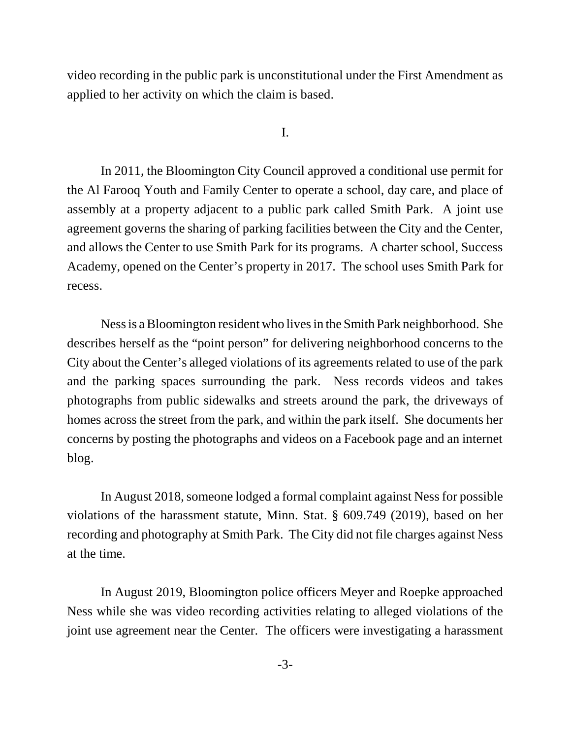video recording in the public park is unconstitutional under the First Amendment as applied to her activity on which the claim is based.

I.

In 2011, the Bloomington City Council approved a conditional use permit for the Al Farooq Youth and Family Center to operate a school, day care, and place of assembly at a property adjacent to a public park called Smith Park. A joint use agreement governs the sharing of parking facilities between the City and the Center, and allows the Center to use Smith Park for its programs. A charter school, Success Academy, opened on the Center's property in 2017. The school uses Smith Park for recess.

Ness is a Bloomington resident who lives in the Smith Park neighborhood. She describes herself as the "point person" for delivering neighborhood concerns to the City about the Center's alleged violations of its agreements related to use of the park and the parking spaces surrounding the park. Ness records videos and takes photographs from public sidewalks and streets around the park, the driveways of homes across the street from the park, and within the park itself. She documents her concerns by posting the photographs and videos on a Facebook page and an internet blog.

In August 2018, someone lodged a formal complaint against Ness for possible violations of the harassment statute, Minn. Stat. § 609.749 (2019), based on her recording and photography at Smith Park. The City did not file charges against Ness at the time.

In August 2019, Bloomington police officers Meyer and Roepke approached Ness while she was video recording activities relating to alleged violations of the joint use agreement near the Center. The officers were investigating a harassment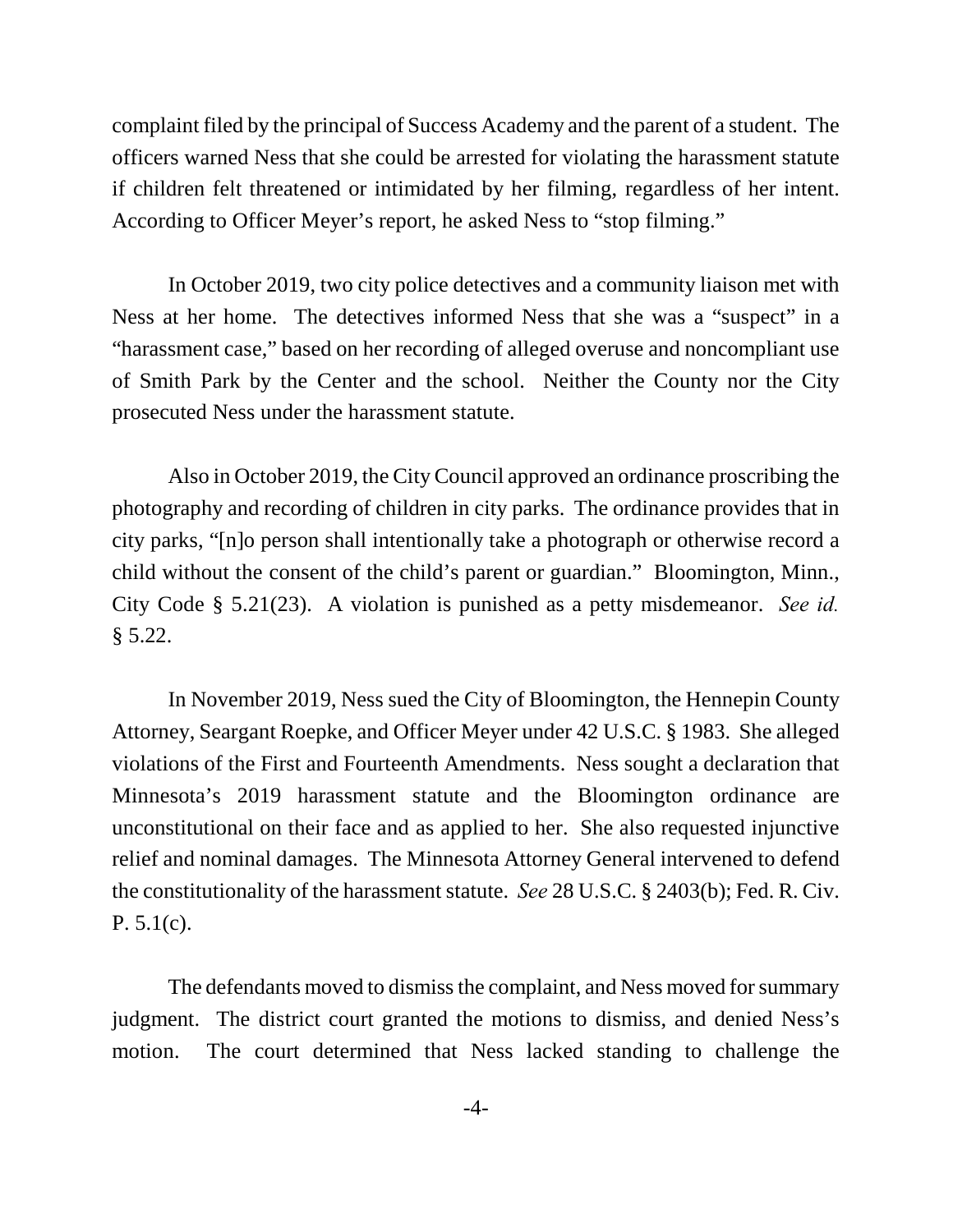complaint filed by the principal of Success Academy and the parent of a student. The officers warned Ness that she could be arrested for violating the harassment statute if children felt threatened or intimidated by her filming, regardless of her intent. According to Officer Meyer's report, he asked Ness to "stop filming."

In October 2019, two city police detectives and a community liaison met with Ness at her home. The detectives informed Ness that she was a "suspect" in a "harassment case," based on her recording of alleged overuse and noncompliant use of Smith Park by the Center and the school. Neither the County nor the City prosecuted Ness under the harassment statute.

Also in October 2019, the City Council approved an ordinance proscribing the photography and recording of children in city parks. The ordinance provides that in city parks, "[n]o person shall intentionally take a photograph or otherwise record a child without the consent of the child's parent or guardian." Bloomington, Minn., City Code § 5.21(23). A violation is punished as a petty misdemeanor. *See id.* § 5.22.

In November 2019, Ness sued the City of Bloomington, the Hennepin County Attorney, Seargant Roepke, and Officer Meyer under 42 U.S.C. § 1983. She alleged violations of the First and Fourteenth Amendments. Ness sought a declaration that Minnesota's 2019 harassment statute and the Bloomington ordinance are unconstitutional on their face and as applied to her. She also requested injunctive relief and nominal damages. The Minnesota Attorney General intervened to defend the constitutionality of the harassment statute. *See* 28 U.S.C. § 2403(b); Fed. R. Civ. P. 5.1(c).

The defendants moved to dismiss the complaint, and Ness moved for summary judgment. The district court granted the motions to dismiss, and denied Ness's motion. The court determined that Ness lacked standing to challenge the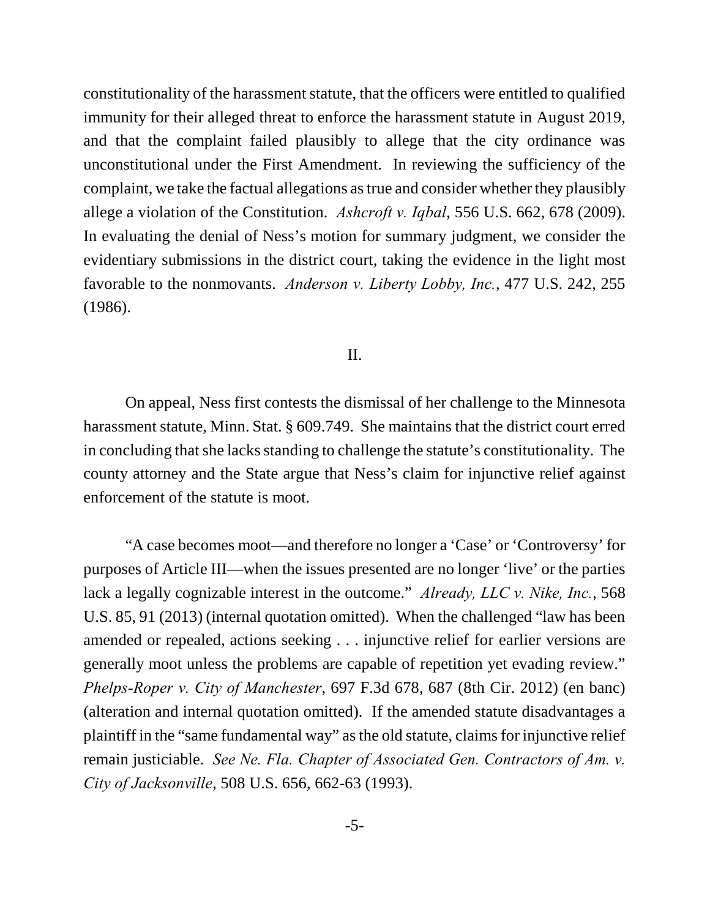constitutionality of the harassment statute, that the officers were entitled to qualified immunity for their alleged threat to enforce the harassment statute in August 2019, and that the complaint failed plausibly to allege that the city ordinance was unconstitutional under the First Amendment. In reviewing the sufficiency of the complaint, we take the factual allegations as true and consider whether they plausibly allege a violation of the Constitution. *Ashcroft v. Iqbal*, 556 U.S. 662, 678 (2009). In evaluating the denial of Ness's motion for summary judgment, we consider the evidentiary submissions in the district court, taking the evidence in the light most favorable to the nonmovants. *Anderson v. Liberty Lobby, Inc.*, 477 U.S. 242, 255 (1986).

## II.

On appeal, Ness first contests the dismissal of her challenge to the Minnesota harassment statute, Minn. Stat. § 609.749. She maintains that the district court erred in concluding that she lacks standing to challenge the statute's constitutionality. The county attorney and the State argue that Ness's claim for injunctive relief against enforcement of the statute is moot.

"A case becomes moot—and therefore no longer a 'Case' or 'Controversy' for purposes of Article III—when the issues presented are no longer 'live' or the parties lack a legally cognizable interest in the outcome." *Already, LLC v. Nike, Inc.*, 568 U.S. 85, 91 (2013) (internal quotation omitted). When the challenged "law has been amended or repealed, actions seeking . . . injunctive relief for earlier versions are generally moot unless the problems are capable of repetition yet evading review." *Phelps-Roper v. City of Manchester*, 697 F.3d 678, 687 (8th Cir. 2012) (en banc) (alteration and internal quotation omitted). If the amended statute disadvantages a plaintiff in the "same fundamental way" as the old statute, claims for injunctive relief remain justiciable. *See Ne. Fla. Chapter of Associated Gen. Contractors of Am. v. City of Jacksonville*, 508 U.S. 656, 662-63 (1993).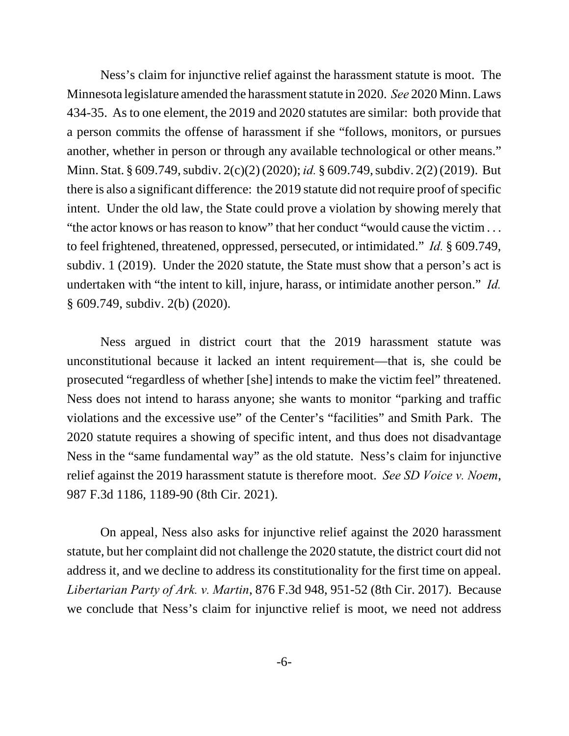Ness's claim for injunctive relief against the harassment statute is moot. The Minnesota legislature amended the harassment statute in 2020. *See* 2020 Minn. Laws 434-35. As to one element, the 2019 and 2020 statutes are similar: both provide that a person commits the offense of harassment if she "follows, monitors, or pursues another, whether in person or through any available technological or other means." Minn. Stat. § 609.749, subdiv. 2(c)(2) (2020); *id.* § 609.749, subdiv. 2(2) (2019). But there is also a significant difference: the 2019 statute did not require proof of specific intent. Under the old law, the State could prove a violation by showing merely that "the actor knows or has reason to know" that her conduct "would cause the victim . . . to feel frightened, threatened, oppressed, persecuted, or intimidated." *Id.* § 609.749, subdiv. 1 (2019). Under the 2020 statute, the State must show that a person's act is undertaken with "the intent to kill, injure, harass, or intimidate another person." *Id.* § 609.749, subdiv. 2(b) (2020).

Ness argued in district court that the 2019 harassment statute was unconstitutional because it lacked an intent requirement—that is, she could be prosecuted "regardless of whether [she] intends to make the victim feel" threatened. Ness does not intend to harass anyone; she wants to monitor "parking and traffic violations and the excessive use" of the Center's "facilities" and Smith Park. The 2020 statute requires a showing of specific intent, and thus does not disadvantage Ness in the "same fundamental way" as the old statute. Ness's claim for injunctive relief against the 2019 harassment statute is therefore moot. *See SD Voice v. Noem*, 987 F.3d 1186, 1189-90 (8th Cir. 2021).

On appeal, Ness also asks for injunctive relief against the 2020 harassment statute, but her complaint did not challenge the 2020 statute, the district court did not address it, and we decline to address its constitutionality for the first time on appeal. *Libertarian Party of Ark. v. Martin*, 876 F.3d 948, 951-52 (8th Cir. 2017). Because we conclude that Ness's claim for injunctive relief is moot, we need not address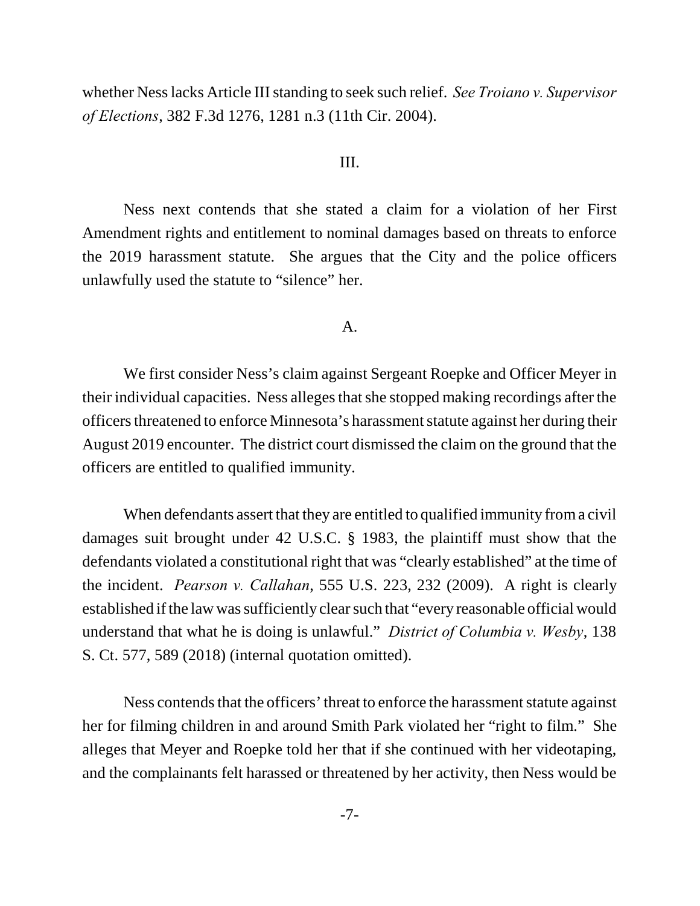whether Ness lacks Article III standing to seek such relief. *See Troiano v. Supervisor of Elections*, 382 F.3d 1276, 1281 n.3 (11th Cir. 2004).

## III.

Ness next contends that she stated a claim for a violation of her First Amendment rights and entitlement to nominal damages based on threats to enforce the 2019 harassment statute. She argues that the City and the police officers unlawfully used the statute to "silence" her.

### A.

We first consider Ness's claim against Sergeant Roepke and Officer Meyer in their individual capacities. Ness alleges that she stopped making recordings after the officers threatened to enforce Minnesota's harassment statute against her during their August 2019 encounter. The district court dismissed the claim on the ground that the officers are entitled to qualified immunity.

When defendants assert that they are entitled to qualified immunity from a civil damages suit brought under 42 U.S.C. § 1983, the plaintiff must show that the defendants violated a constitutional right that was "clearly established" at the time of the incident. *Pearson v. Callahan*, 555 U.S. 223, 232 (2009). A right is clearly established if the law was sufficiently clear such that "every reasonable official would understand that what he is doing is unlawful." *District of Columbia v. Wesby*, 138 S. Ct. 577, 589 (2018) (internal quotation omitted).

Ness contends that the officers' threat to enforce the harassment statute against her for filming children in and around Smith Park violated her "right to film." She alleges that Meyer and Roepke told her that if she continued with her videotaping, and the complainants felt harassed or threatened by her activity, then Ness would be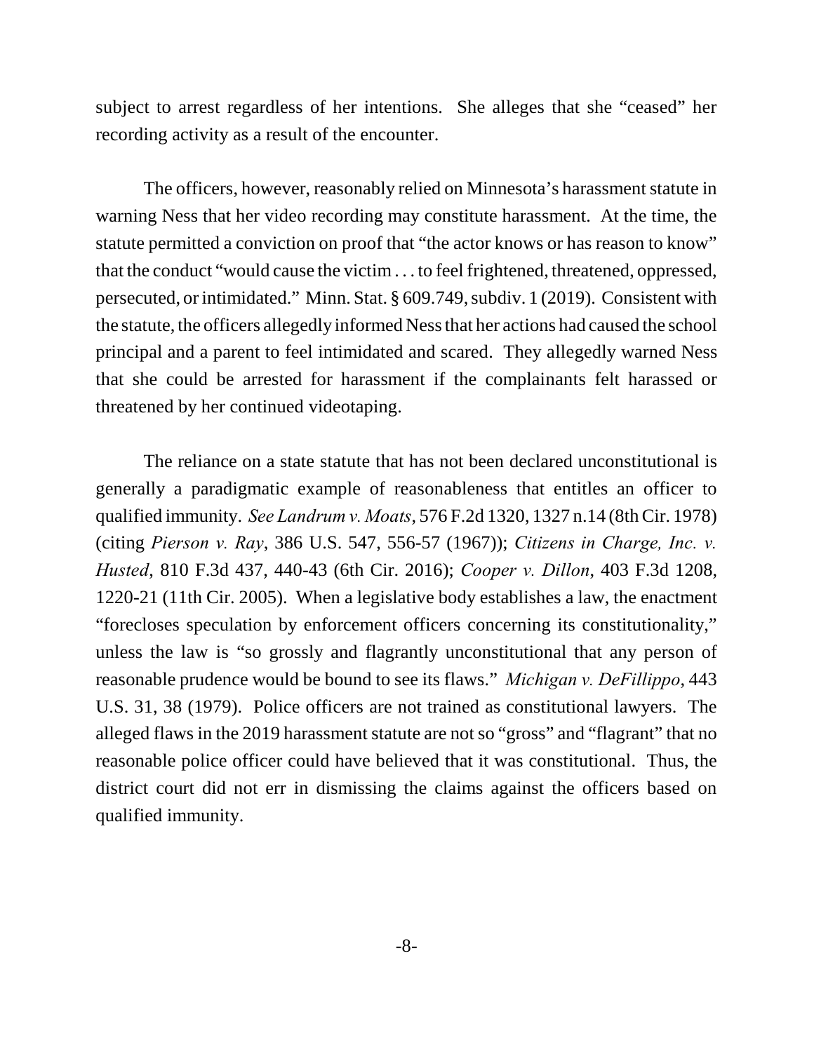subject to arrest regardless of her intentions. She alleges that she "ceased" her recording activity as a result of the encounter.

The officers, however, reasonably relied on Minnesota's harassment statute in warning Ness that her video recording may constitute harassment. At the time, the statute permitted a conviction on proof that "the actor knows or has reason to know" that the conduct "would cause the victim . . . to feel frightened, threatened, oppressed, persecuted, or intimidated." Minn. Stat. § 609.749, subdiv. 1 (2019). Consistent with the statute, the officers allegedly informed Ness that her actions had caused the school principal and a parent to feel intimidated and scared. They allegedly warned Ness that she could be arrested for harassment if the complainants felt harassed or threatened by her continued videotaping.

The reliance on a state statute that has not been declared unconstitutional is generally a paradigmatic example of reasonableness that entitles an officer to qualified immunity. *See Landrum v. Moats*, 576 F.2d 1320, 1327 n.14 (8th Cir. 1978) (citing *Pierson v. Ray*, 386 U.S. 547, 556-57 (1967)); *Citizens in Charge, Inc. v. Husted*, 810 F.3d 437, 440-43 (6th Cir. 2016); *Cooper v. Dillon*, 403 F.3d 1208, 1220-21 (11th Cir. 2005). When a legislative body establishes a law, the enactment "forecloses speculation by enforcement officers concerning its constitutionality," unless the law is "so grossly and flagrantly unconstitutional that any person of reasonable prudence would be bound to see its flaws." *Michigan v. DeFillippo*, 443 U.S. 31, 38 (1979). Police officers are not trained as constitutional lawyers. The alleged flaws in the 2019 harassment statute are not so "gross" and "flagrant" that no reasonable police officer could have believed that it was constitutional. Thus, the district court did not err in dismissing the claims against the officers based on qualified immunity.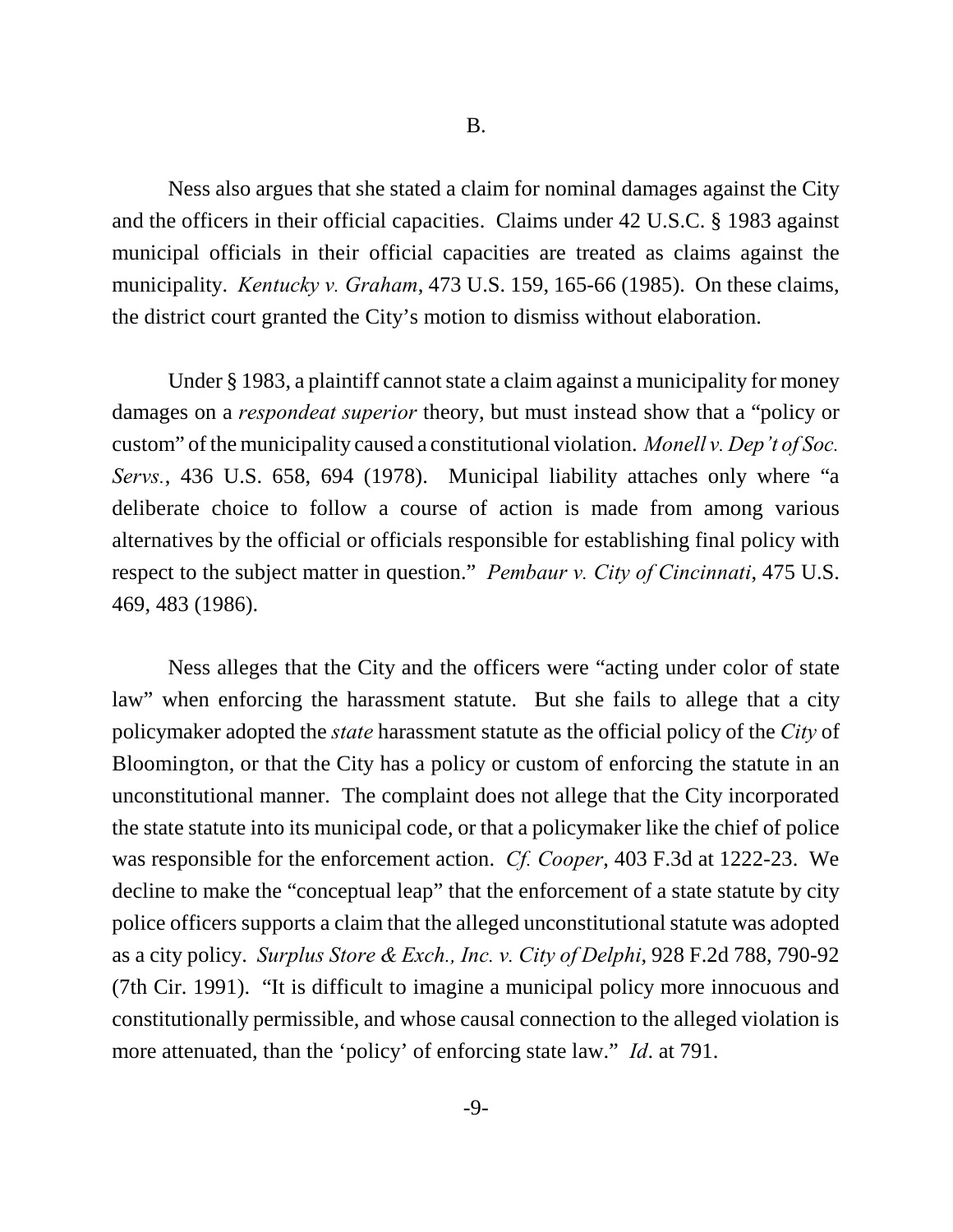### B.

Ness also argues that she stated a claim for nominal damages against the City and the officers in their official capacities. Claims under 42 U.S.C. § 1983 against municipal officials in their official capacities are treated as claims against the municipality. *Kentucky v. Graham*, 473 U.S. 159, 165-66 (1985). On these claims, the district court granted the City's motion to dismiss without elaboration.

Under § 1983, a plaintiff cannot state a claim against a municipality for money damages on a *respondeat superior* theory, but must instead show that a "policy or custom" of the municipality caused a constitutional violation. *Monell v. Dep't of Soc. Servs.*, 436 U.S. 658, 694 (1978). Municipal liability attaches only where "a deliberate choice to follow a course of action is made from among various alternatives by the official or officials responsible for establishing final policy with respect to the subject matter in question." *Pembaur v. City of Cincinnati*, 475 U.S. 469, 483 (1986).

Ness alleges that the City and the officers were "acting under color of state law" when enforcing the harassment statute. But she fails to allege that a city policymaker adopted the *state* harassment statute as the official policy of the *City* of Bloomington, or that the City has a policy or custom of enforcing the statute in an unconstitutional manner. The complaint does not allege that the City incorporated the state statute into its municipal code, or that a policymaker like the chief of police was responsible for the enforcement action. *Cf. Cooper*, 403 F.3d at 1222-23. We decline to make the "conceptual leap" that the enforcement of a state statute by city police officers supports a claim that the alleged unconstitutional statute was adopted as a city policy. *Surplus Store & Exch., Inc. v. City of Delphi*, 928 F.2d 788, 790-92 (7th Cir. 1991). "It is difficult to imagine a municipal policy more innocuous and constitutionally permissible, and whose causal connection to the alleged violation is more attenuated, than the 'policy' of enforcing state law." *Id*. at 791.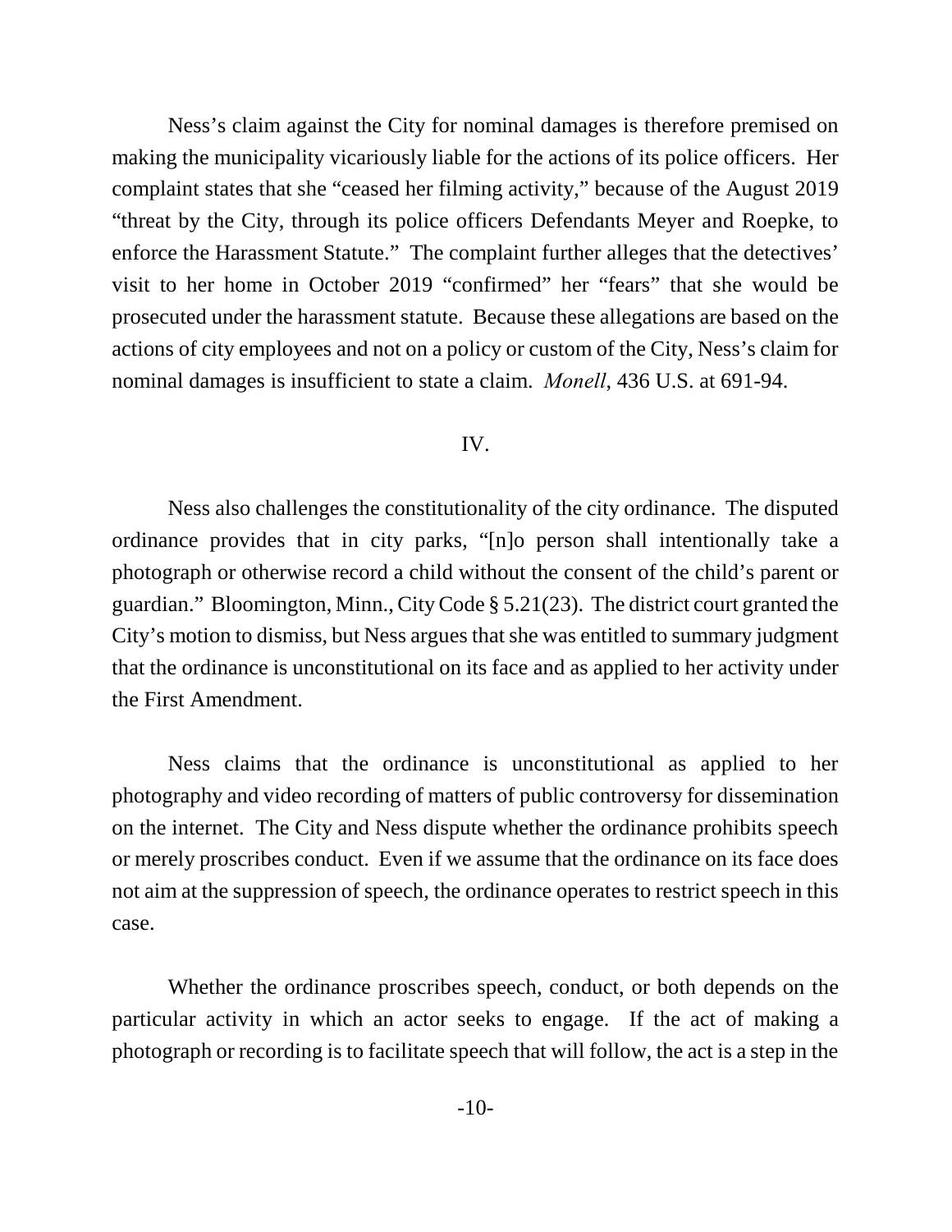Ness's claim against the City for nominal damages is therefore premised on making the municipality vicariously liable for the actions of its police officers. Her complaint states that she "ceased her filming activity," because of the August 2019 "threat by the City, through its police officers Defendants Meyer and Roepke, to enforce the Harassment Statute." The complaint further alleges that the detectives' visit to her home in October 2019 "confirmed" her "fears" that she would be prosecuted under the harassment statute. Because these allegations are based on the actions of city employees and not on a policy or custom of the City, Ness's claim for nominal damages is insufficient to state a claim. *Monell*, 436 U.S. at 691-94.

## IV.

Ness also challenges the constitutionality of the city ordinance. The disputed ordinance provides that in city parks, "[n]o person shall intentionally take a photograph or otherwise record a child without the consent of the child's parent or guardian." Bloomington, Minn., City Code § 5.21(23). The district court granted the City's motion to dismiss, but Ness argues that she was entitled to summary judgment that the ordinance is unconstitutional on its face and as applied to her activity under the First Amendment.

Ness claims that the ordinance is unconstitutional as applied to her photography and video recording of matters of public controversy for dissemination on the internet. The City and Ness dispute whether the ordinance prohibits speech or merely proscribes conduct. Even if we assume that the ordinance on its face does not aim at the suppression of speech, the ordinance operates to restrict speech in this case.

Whether the ordinance proscribes speech, conduct, or both depends on the particular activity in which an actor seeks to engage. If the act of making a photograph or recording is to facilitate speech that will follow, the act is a step in the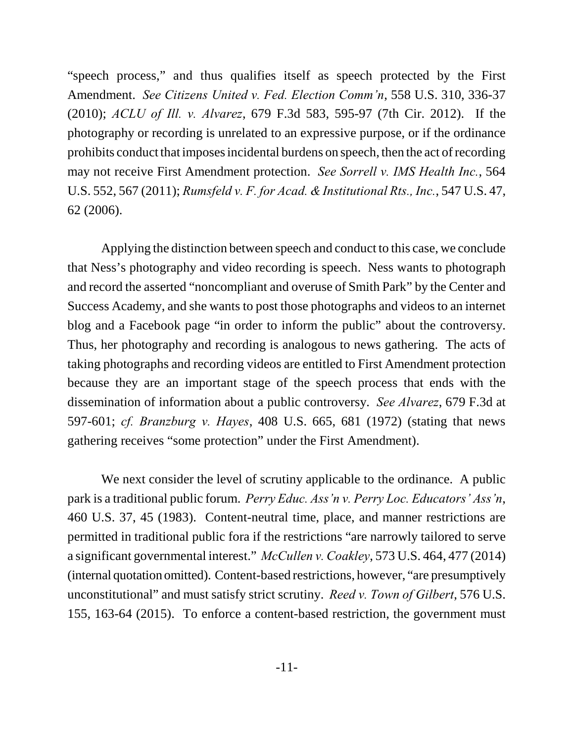"speech process," and thus qualifies itself as speech protected by the First Amendment. *See Citizens United v. Fed. Election Comm'n*, 558 U.S. 310, 336-37 (2010); *ACLU of Ill. v. Alvarez*, 679 F.3d 583, 595-97 (7th Cir. 2012). If the photography or recording is unrelated to an expressive purpose, or if the ordinance prohibits conduct that imposes incidental burdens on speech, then the act of recording may not receive First Amendment protection. *See Sorrell v. IMS Health Inc.*, 564 U.S. 552, 567 (2011); *Rumsfeld v. F. for Acad. & Institutional Rts., Inc.*, 547 U.S. 47, 62 (2006).

Applying the distinction between speech and conduct to this case, we conclude that Ness's photography and video recording is speech. Ness wants to photograph and record the asserted "noncompliant and overuse of Smith Park" by the Center and Success Academy, and she wants to post those photographs and videos to an internet blog and a Facebook page "in order to inform the public" about the controversy. Thus, her photography and recording is analogous to news gathering. The acts of taking photographs and recording videos are entitled to First Amendment protection because they are an important stage of the speech process that ends with the dissemination of information about a public controversy. *See Alvarez*, 679 F.3d at 597-601; *cf. Branzburg v. Hayes*, 408 U.S. 665, 681 (1972) (stating that news gathering receives "some protection" under the First Amendment).

We next consider the level of scrutiny applicable to the ordinance. A public park is a traditional public forum. *Perry Educ. Ass'n v. Perry Loc. Educators' Ass'n*, 460 U.S. 37, 45 (1983). Content-neutral time, place, and manner restrictions are permitted in traditional public fora if the restrictions "are narrowly tailored to serve a significant governmental interest." *McCullen v. Coakley*, 573 U.S. 464, 477 (2014) (internal quotation omitted). Content-based restrictions, however, "are presumptively unconstitutional" and must satisfy strict scrutiny. *Reed v. Town of Gilbert*, 576 U.S. 155, 163-64 (2015). To enforce a content-based restriction, the government must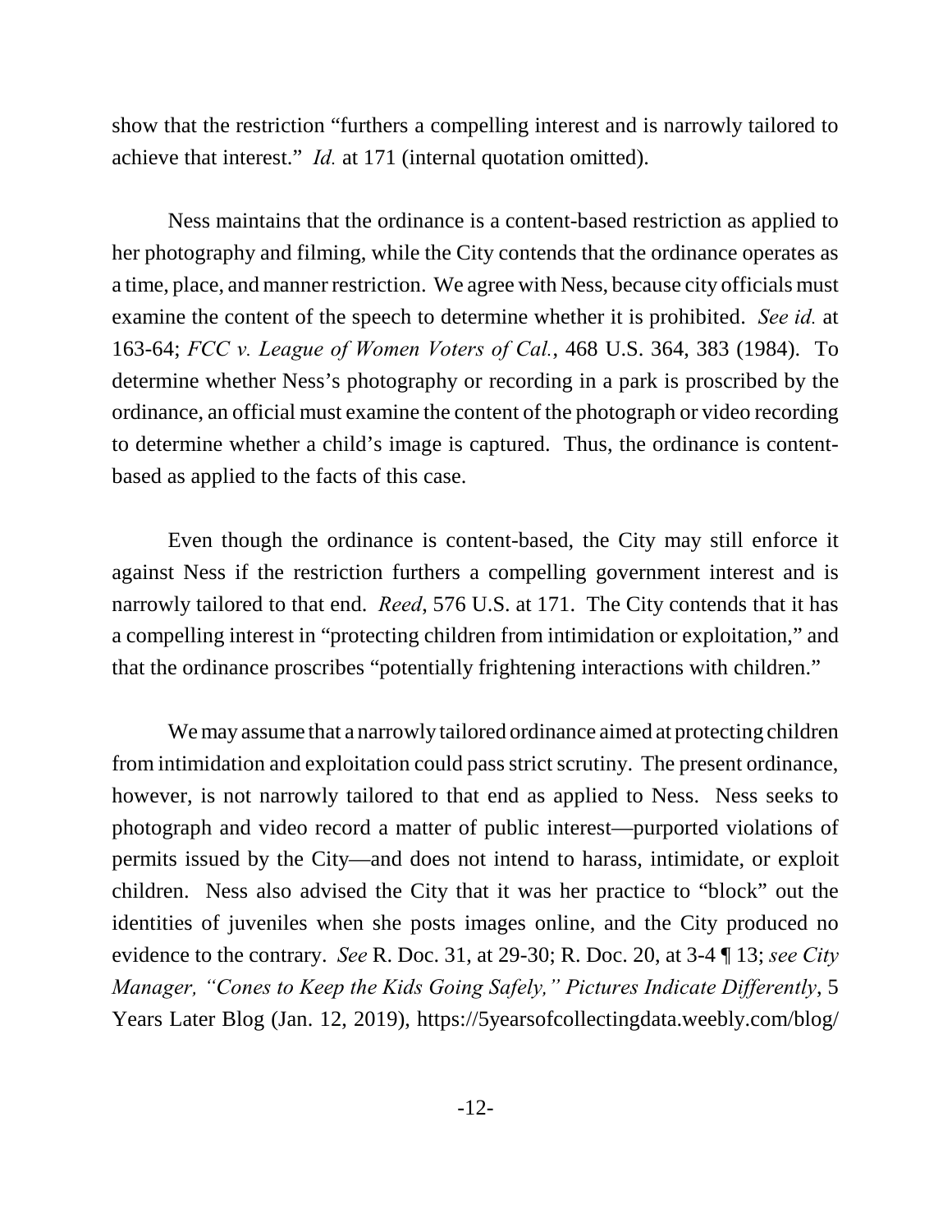show that the restriction "furthers a compelling interest and is narrowly tailored to achieve that interest." *Id.* at 171 (internal quotation omitted).

Ness maintains that the ordinance is a content-based restriction as applied to her photography and filming, while the City contends that the ordinance operates as a time, place, and manner restriction. We agree with Ness, because city officials must examine the content of the speech to determine whether it is prohibited. *See id.* at 163-64; *FCC v. League of Women Voters of Cal.*, 468 U.S. 364, 383 (1984). To determine whether Ness's photography or recording in a park is proscribed by the ordinance, an official must examine the content of the photograph or video recording to determine whether a child's image is captured. Thus, the ordinance is content-based as applied to the facts of this case.

Even though the ordinance is content-based, the City may still enforce it against Ness if the restriction furthers a compelling government interest and is narrowly tailored to that end. *Reed*, 576 U.S. at 171. The City contends that it has a compelling interest in "protecting children from intimidation or exploitation," and that the ordinance proscribes "potentially frightening interactions with children."

We may assume that a narrowly tailored ordinance aimed at protecting children from intimidation and exploitation could pass strict scrutiny. The present ordinance, however, is not narrowly tailored to that end as applied to Ness. Ness seeks to photograph and video record a matter of public interest—purported violations of permits issued by the City—and does not intend to harass, intimidate, or exploit children. Ness also advised the City that it was her practice to "block" out the identities of juveniles when she posts images online, and the City produced no evidence to the contrary. *See* R. Doc. 31, at 29-30; R. Doc. 20, at 3-4 ¶ 13; *see City Manager, "Cones to Keep the Kids Going Safely," Pictures Indicate Differently*, 5 Years Later Blog (Jan. 12, 2019), https://5yearsofcollectingdata.weebly.com/blog/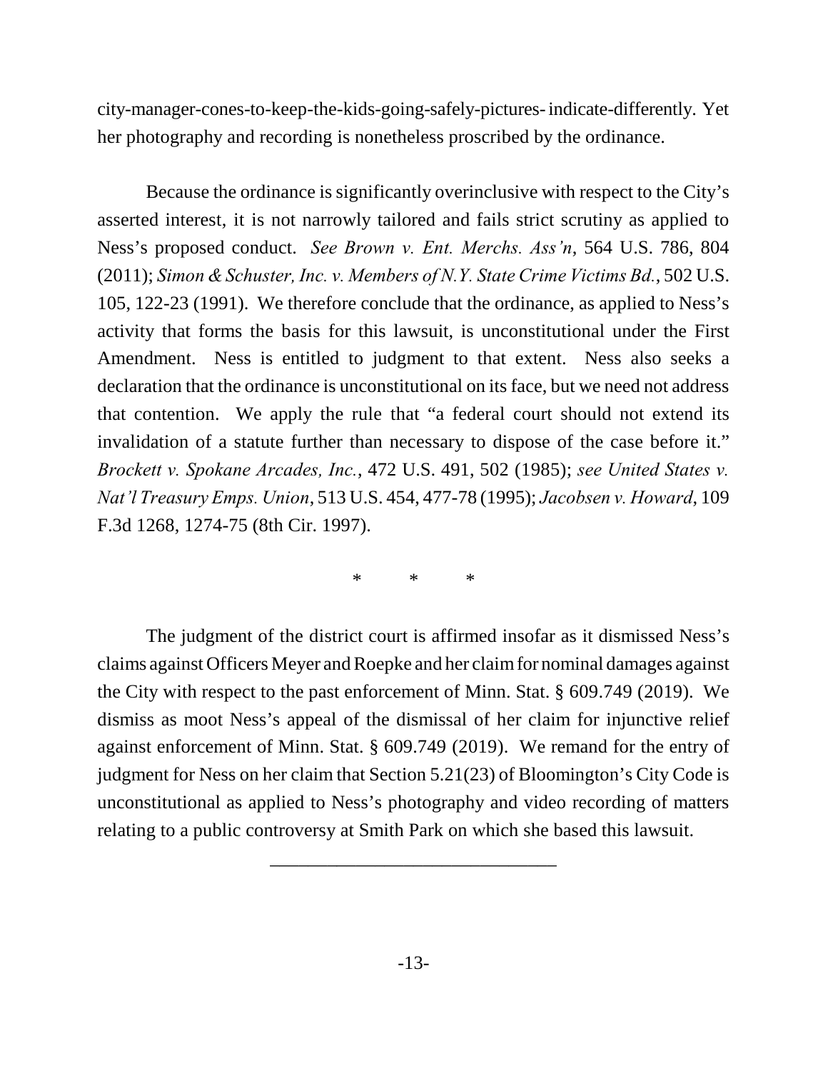city-manager-cones-to-keep-the-kids-going-safely-pictures-indicate-differently. Yet her photography and recording is nonetheless proscribed by the ordinance.

Because the ordinance is significantly overinclusive with respect to the City's asserted interest, it is not narrowly tailored and fails strict scrutiny as applied to Ness's proposed conduct. *See Brown v. Ent. Merchs. Ass'n*, 564 U.S. 786, 804 (2011); *Simon & Schuster, Inc. v. Members of N.Y. State Crime Victims Bd.*, 502 U.S. 105, 122-23 (1991). We therefore conclude that the ordinance, as applied to Ness's activity that forms the basis for this lawsuit, is unconstitutional under the First Amendment. Ness is entitled to judgment to that extent. Ness also seeks a declaration that the ordinance is unconstitutional on its face, but we need not address that contention. We apply the rule that "a federal court should not extend its invalidation of a statute further than necessary to dispose of the case before it." *Brockett v. Spokane Arcades, Inc.*, 472 U.S. 491, 502 (1985); *see United States v. Nat'l Treasury Emps. Union*, 513 U.S. 454, 477-78 (1995); *Jacobsen v. Howard*, 109 F.3d 1268, 1274-75 (8th Cir. 1997).

\* \* \*

The judgment of the district court is affirmed insofar as it dismissed Ness's claims against Officers Meyer and Roepke and her claim for nominal damages against the City with respect to the past enforcement of Minn. Stat. § 609.749 (2019). We dismiss as moot Ness's appeal of the dismissal of her claim for injunctive relief against enforcement of Minn. Stat. § 609.749 (2019). We remand for the entry of judgment for Ness on her claim that Section 5.21(23) of Bloomington's City Code is unconstitutional as applied to Ness's photography and video recording of matters relating to a public controversy at Smith Park on which she based this lawsuit.

______________________________